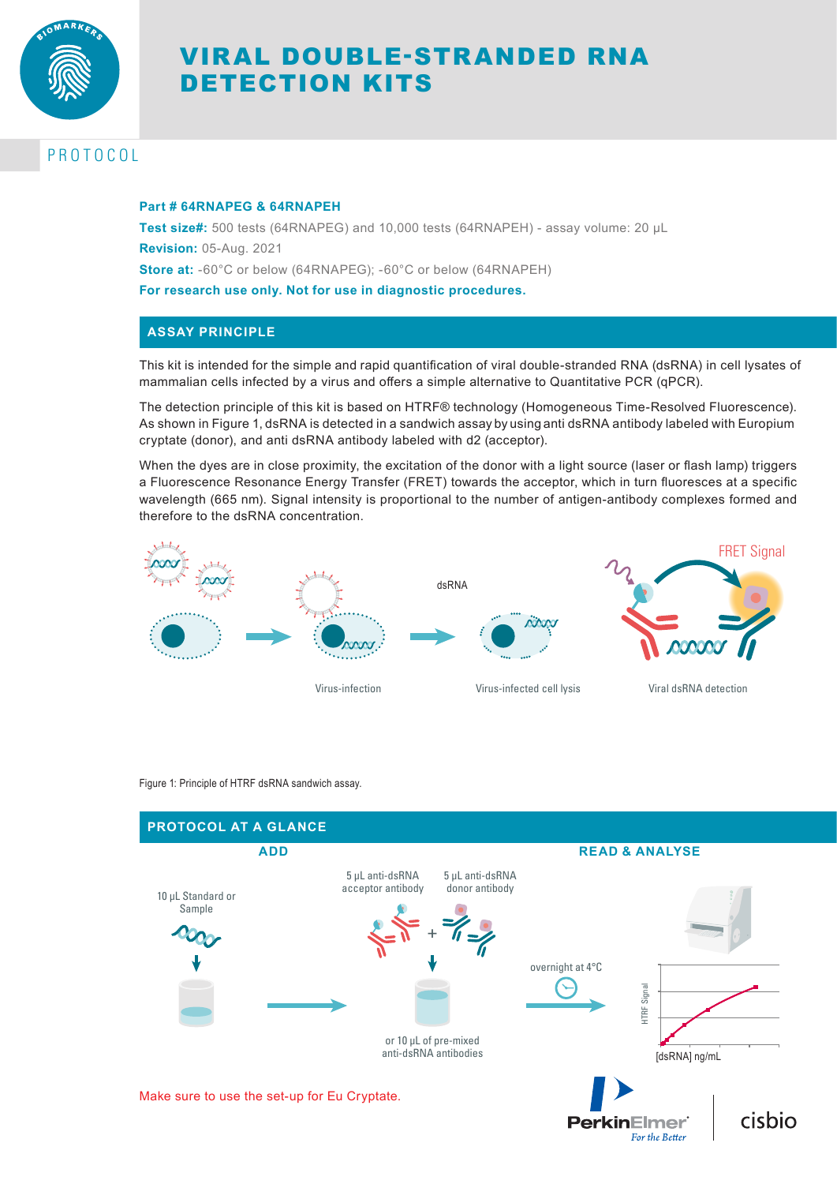# VIRAL DOUBLE-STRANDED RNA DETECTION KITS

PROTOCOL

**Part # 64RNAPEG & 64RNAPEH**

**Test size#:** 500 tests (64RNAPEG) and 10,000 tests (64RNAPEH) - assay volume: 20 µL

**Revision:** 05-Aug. 2021

**Store at:** -60°C or below (64RNAPEG); -60°C or below (64RNAPEH)

**For research use only. Not for use in diagnostic procedures.**

## ASSAY PRINCIPLE

This kit is intended for the simple and rapid quantification of viral double-stranded RNA (dsRNA) in cell lysates of mammalian cells infected by a virus and offers a simple alternative to Quantitative PCR (qPCR).

The detection principle of this kit is based on HTRF® technology (Homogeneous Time-Resolved Fluorescence). As shown in Figure 1, dsRNA is detected in a sandwich assay by using anti dsRNA antibody labeled with Europium cryptate (donor), and anti dsRNA antibody labeled with d2 (acceptor).

When the dyes are in close proximity, the excitation of the donor with a light source (laser or flash lamp) triggers a Fluorescence Resonance Energy Transfer (FRET) towards the acceptor, which in turn fluoresces at a specific wavelength (665 nm). Signal intensity is proportional to the number of antigen-antibody complexes formed and therefore to the dsRNA concentration.

Figure 1: Principle of HTRF dsRNA sandwich assay.

## PROTOCOL AT A GLANCE

**ADD**

- 10 µL Standard or Sample
- 5 µL anti-dsRNA acceptor antibody + 5 µL anti-dsRNA donor antibody (or 10 µL of pre-mixed anti-dsRNA antibodies)
- overnight at 4°C

**READ & ANALYSE**

Make sure to use the set-up for Eu Cryptate.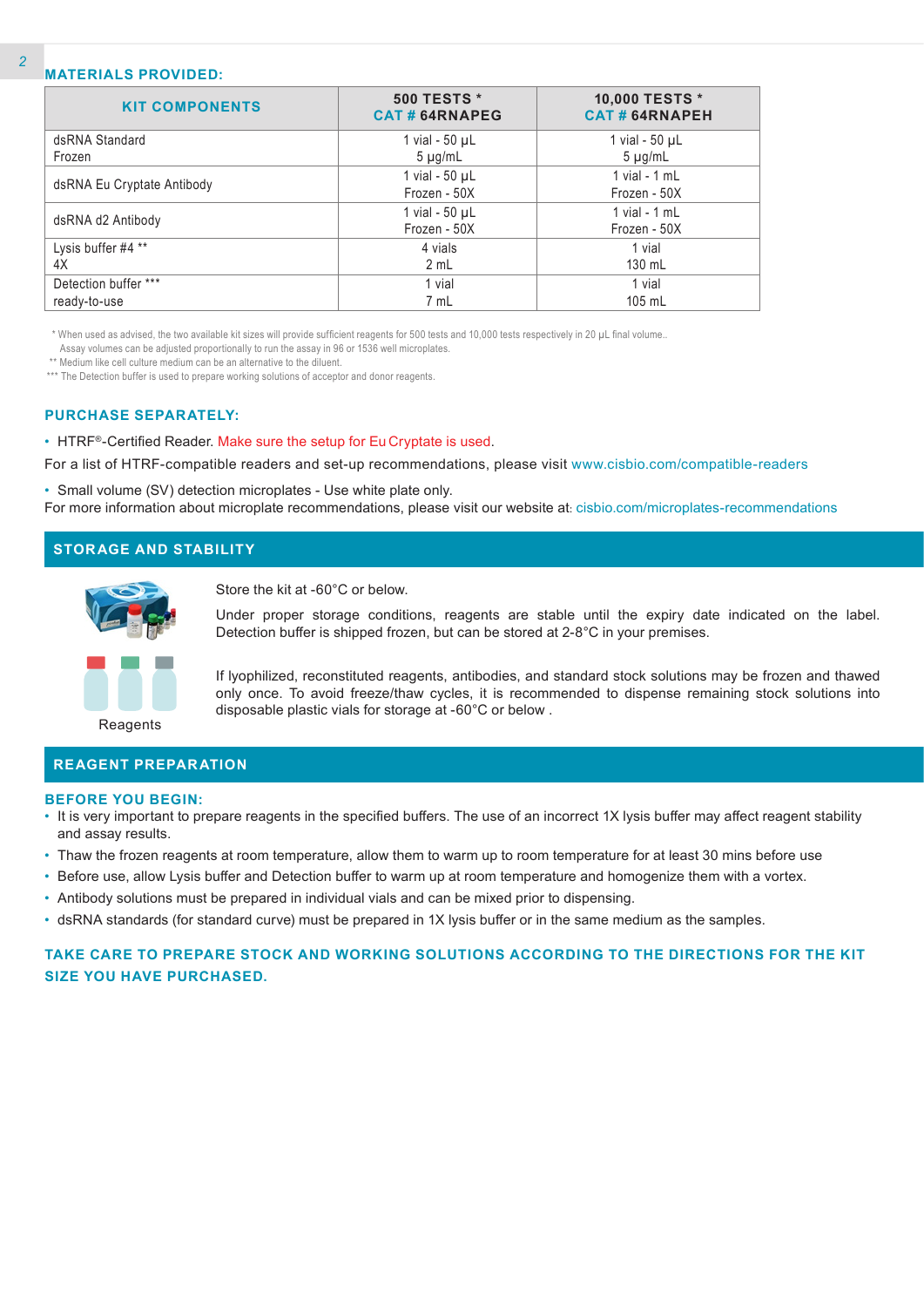## MATERIALS PROVIDED:

| KIT COMPONENTS | 500 TESTS * CAT # 64RNAPEG | 10,000 TESTS * CAT # 64RNAPEH |
|---|---|---|
| dsRNA Standard Frozen | 1 vial - 50 µL 5 µg/mL | 1 vial - 50 µL 5 µg/mL |
| dsRNA Eu Cryptate Antibody | 1 vial - 50 µL Frozen - 50X | 1 vial - 1 mL Frozen - 50X |
| dsRNA d2 Antibody | 1 vial - 50 µL Frozen - 50X | 1 vial - 1 mL Frozen - 50X |
| Lysis buffer #4 ** 4X | 4 vials 2 mL | 1 vial 130 mL |
| Detection buffer *** ready-to-use | 1 vial 7 mL | 1 vial 105 mL |

* When used as advised, the two available kit sizes will provide sufficient reagents for 500 tests and 10,000 tests respectively in 20 µL final volume.. Assay volumes can be adjusted proportionally to run the assay in 96 or 1536 well microplates.
** Medium like cell culture medium can be an alternative to the diluent.
*** The Detection buffer is used to prepare working solutions of acceptor and donor reagents.

## PURCHASE SEPARATELY:

- HTRF®-Certified Reader. Make sure the setup for Eu Cryptate is used.

For a list of HTRF-compatible readers and set-up recommendations, please visit www.cisbio.com/compatible-readers

- Small volume (SV) detection microplates - Use white plate only.

For more information about microplate recommendations, please visit our website at: cisbio.com/microplates-recommendations

## STORAGE AND STABILITY

Store the kit at -60°C or below.

Under proper storage conditions, reagents are stable until the expiry date indicated on the label. Detection buffer is shipped frozen, but can be stored at 2-8°C in your premises.

If lyophilized, reconstituted reagents, antibodies, and standard stock solutions may be frozen and thawed only once. To avoid freeze/thaw cycles, it is recommended to dispense remaining stock solutions into disposable plastic vials for storage at -60°C or below .

Reagents

## REAGENT PREPARATION

### BEFORE YOU BEGIN:

- It is very important to prepare reagents in the specified buffers. The use of an incorrect 1X lysis buffer may affect reagent stability and assay results.
- Thaw the frozen reagents at room temperature, allow them to warm up to room temperature for at least 30 mins before use
- Before use, allow Lysis buffer and Detection buffer to warm up at room temperature and homogenize them with a vortex.
- Antibody solutions must be prepared in individual vials and can be mixed prior to dispensing.
- dsRNA standards (for standard curve) must be prepared in 1X lysis buffer or in the same medium as the samples.

**TAKE CARE TO PREPARE STOCK AND WORKING SOLUTIONS ACCORDING TO THE DIRECTIONS FOR THE KIT SIZE YOU HAVE PURCHASED.**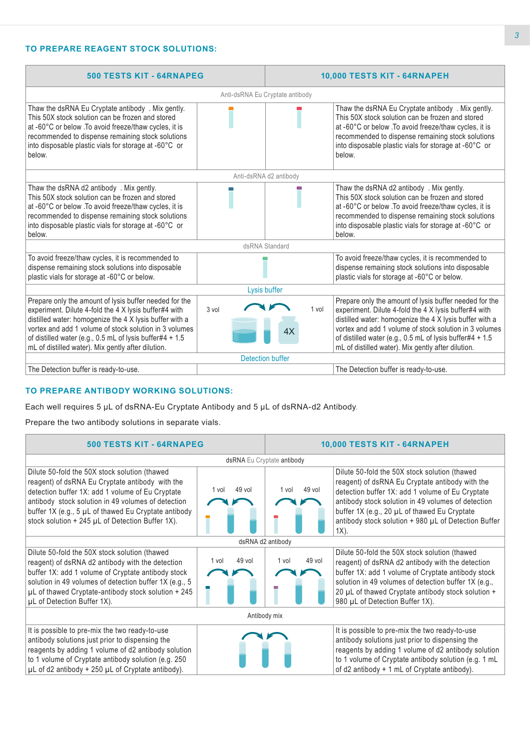## TO PREPARE REAGENT STOCK SOLUTIONS:

| 500 TESTS KIT - 64RNAPEG | | | 10,000 TESTS KIT - 64RNAPEH |
|---|---|---|---|
| **Anti-dsRNA Eu Cryptate antibody** | | | |
| Thaw the dsRNA Eu Cryptate antibody . Mix gently. This 50X stock solution can be frozen and stored at -60°C or below .To avoid freeze/thaw cycles, it is recommended to dispense remaining stock solutions into disposable plastic vials for storage at -60°C or below. | | | Thaw the dsRNA Eu Cryptate antibody . Mix gently. This 50X stock solution can be frozen and stored at -60°C or below .To avoid freeze/thaw cycles, it is recommended to dispense remaining stock solutions into disposable plastic vials for storage at -60°C or below. |
| **Anti-dsRNA d2 antibody** | | | |
| Thaw the dsRNA d2 antibody . Mix gently. This 50X stock solution can be frozen and stored at -60°C or below .To avoid freeze/thaw cycles, it is recommended to dispense remaining stock solutions into disposable plastic vials for storage at -60°C or below. | | | Thaw the dsRNA d2 antibody . Mix gently. This 50X stock solution can be frozen and stored at -60°C or below .To avoid freeze/thaw cycles, it is recommended to dispense remaining stock solutions into disposable plastic vials for storage at -60°C or below. |
| **dsRNA Standard** | | | |
| To avoid freeze/thaw cycles, it is recommended to dispense remaining stock solutions into disposable plastic vials for storage at -60°C or below. | | | To avoid freeze/thaw cycles, it is recommended to dispense remaining stock solutions into disposable plastic vials for storage at -60°C or below. |
| **Lysis buffer** | | | |
| Prepare only the amount of lysis buffer needed for the experiment. Dilute 4-fold the 4 X lysis buffer#4 with distilled water: homogenize the 4 X lysis buffer with a vortex and add 1 volume of stock solution in 3 volumes of distilled water (e.g., 0.5 mL of lysis buffer#4 + 1.5 mL of distilled water). Mix gently after dilution. | 3 vol | 1 vol 4X | Prepare only the amount of lysis buffer needed for the experiment. Dilute 4-fold the 4 X lysis buffer#4 with distilled water: homogenize the 4 X lysis buffer with a vortex and add 1 volume of stock solution in 3 volumes of distilled water (e.g., 0.5 mL of lysis buffer#4 + 1.5 mL of distilled water). Mix gently after dilution. |
| **Detection buffer** | | | |
| The Detection buffer is ready-to-use. | | | The Detection buffer is ready-to-use. |

## TO PREPARE ANTIBODY WORKING SOLUTIONS:

Each well requires 5 µL of dsRNA-Eu Cryptate Antibody and 5 µL of dsRNA-d2 Antibody.

Prepare the two antibody solutions in separate vials.

| 500 TESTS KIT - 64RNAPEG | | | 10,000 TESTS KIT - 64RNAPEH |
|---|---|---|---|
| **dsRNA Eu Cryptate antibody** | | | |
| Dilute 50-fold the 50X stock solution (thawed reagent) of dsRNA Eu Cryptate antibody with the detection buffer 1X: add 1 volume of Eu Cryptate antibody stock solution in 49 volumes of detection buffer 1X (e.g., 5 µL of thawed Eu Cryptate antibody stock solution + 245 µL of Detection Buffer 1X). | 1 vol 49 vol | 1 vol 49 vol | Dilute 50-fold the 50X stock solution (thawed reagent) of dsRNA Eu Cryptate antibody with the detection buffer 1X: add 1 volume of Eu Cryptate antibody stock solution in 49 volumes of detection buffer 1X (e.g., 20 µL of thawed Eu Cryptate antibody stock solution + 980 µL of Detection Buffer 1X). |
| **dsRNA d2 antibody** | | | |
| Dilute 50-fold the 50X stock solution (thawed reagent) of dsRNA d2 antibody with the detection buffer 1X: add 1 volume of Cryptate antibody stock solution in 49 volumes of detection buffer 1X (e.g., 5 µL of thawed Cryptate-antibody stock solution + 245 µL of Detection Buffer 1X). | 1 vol 49 vol | 1 vol 49 vol | Dilute 50-fold the 50X stock solution (thawed reagent) of dsRNA d2 antibody with the detection buffer 1X: add 1 volume of Cryptate antibody stock solution in 49 volumes of detection buffer 1X (e.g., 20 µL of thawed Cryptate antibody stock solution + 980 µL of Detection Buffer 1X). |
| **Antibody mix** | | | |
| It is possible to pre-mix the two ready-to-use antibody solutions just prior to dispensing the reagents by adding 1 volume of d2 antibody solution to 1 volume of Cryptate antibody solution (e.g. 250 µL of d2 antibody + 250 µL of Cryptate antibody). | | | It is possible to pre-mix the two ready-to-use antibody solutions just prior to dispensing the reagents by adding 1 volume of d2 antibody solution to 1 volume of Cryptate antibody solution (e.g. 1 mL of d2 antibody + 1 mL of Cryptate antibody). |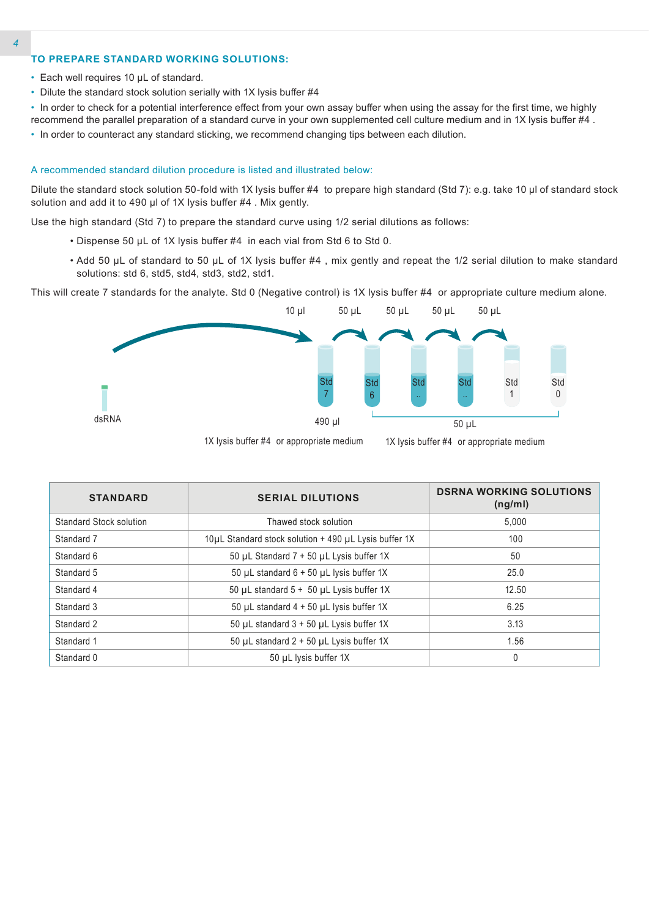## TO PREPARE STANDARD WORKING SOLUTIONS:

- Each well requires 10 µL of standard.
- Dilute the standard stock solution serially with 1X lysis buffer #4
- In order to check for a potential interference effect from your own assay buffer when using the assay for the first time, we highly recommend the parallel preparation of a standard curve in your own supplemented cell culture medium and in 1X lysis buffer #4 .
- In order to counteract any standard sticking, we recommend changing tips between each dilution.

A recommended standard dilution procedure is listed and illustrated below:

Dilute the standard stock solution 50-fold with 1X lysis buffer #4 to prepare high standard (Std 7): e.g. take 10 µl of standard stock solution and add it to 490 µl of 1X lysis buffer #4 . Mix gently.

Use the high standard (Std 7) to prepare the standard curve using 1/2 serial dilutions as follows:

- Dispense 50 µL of 1X lysis buffer #4 in each vial from Std 6 to Std 0.
- Add 50 µL of standard to 50 µL of 1X lysis buffer #4 , mix gently and repeat the 1/2 serial dilution to make standard solutions: std 6, std5, std4, std3, std2, std1.

This will create 7 standards for the analyte. Std 0 (Negative control) is 1X lysis buffer #4 or appropriate culture medium alone.

dsRNA → 10 µl → Std 7 → 50 µL → Std 6 → 50 µL → Std .. → 50 µL → Std .. → 50 µL → Std 1 | Std 0

490 µl — 1X lysis buffer #4 or appropriate medium

50 µL — 1X lysis buffer #4 or appropriate medium

| STANDARD | SERIAL DILUTIONS | DSRNA WORKING SOLUTIONS (ng/ml) |
|---|---|---|
| Standard Stock solution | Thawed stock solution | 5,000 |
| Standard 7 | 10µL Standard stock solution + 490 µL Lysis buffer 1X | 100 |
| Standard 6 | 50 µL Standard 7 + 50 µL Lysis buffer 1X | 50 |
| Standard 5 | 50 µL standard 6 + 50 µL lysis buffer 1X | 25.0 |
| Standard 4 | 50 µL standard 5 + 50 µL Lysis buffer 1X | 12.50 |
| Standard 3 | 50 µL standard 4 + 50 µL lysis buffer 1X | 6.25 |
| Standard 2 | 50 µL standard 3 + 50 µL Lysis buffer 1X | 3.13 |
| Standard 1 | 50 µL standard 2 + 50 µL Lysis buffer 1X | 1.56 |
| Standard 0 | 50 µL lysis buffer 1X | 0 |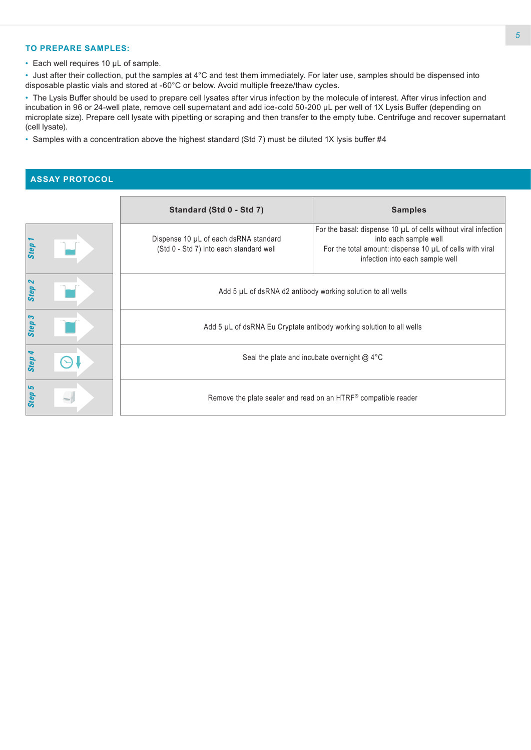### TO PREPARE SAMPLES:

- Each well requires 10 µL of sample.
- Just after their collection, put the samples at 4°C and test them immediately. For later use, samples should be dispensed into disposable plastic vials and stored at -60°C or below. Avoid multiple freeze/thaw cycles.
- The Lysis Buffer should be used to prepare cell lysates after virus infection by the molecule of interest. After virus infection and incubation in 96 or 24-well plate, remove cell supernatant and add ice-cold 50-200 µL per well of 1X Lysis Buffer (depending on microplate size). Prepare cell lysate with pipetting or scraping and then transfer to the empty tube. Centrifuge and recover supernatant (cell lysate).
- Samples with a concentration above the highest standard (Std 7) must be diluted 1X lysis buffer #4

## ASSAY PROTOCOL

| | Standard (Std 0 - Std 7) | Samples |
|---|---|---|
| Step 1 | Dispense 10 µL of each dsRNA standard (Std 0 - Std 7) into each standard well | For the basal: dispense 10 µL of cells without viral infection into each sample well<br>For the total amount: dispense 10 µL of cells with viral infection into each sample well |
| Step 2 | Add 5 µL of dsRNA d2 antibody working solution to all wells | |
| Step 3 | Add 5 µL of dsRNA Eu Cryptate antibody working solution to all wells | |
| Step 4 | Seal the plate and incubate overnight @ 4°C | |
| Step 5 | Remove the plate sealer and read on an HTRF® compatible reader | |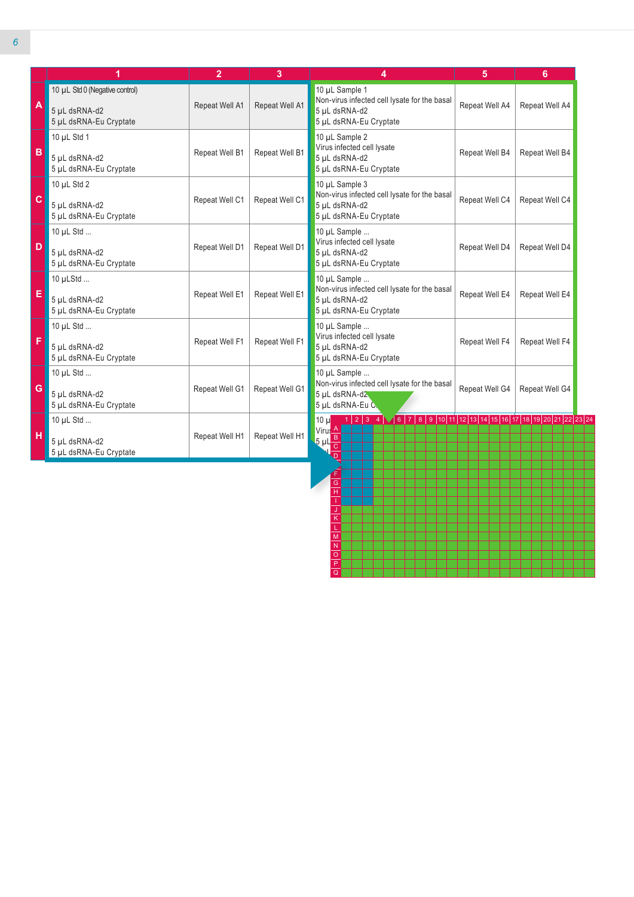| | 1 | 2 | 3 | 4 | 5 | 6 |
|---|---|---|---|---|---|---|
| A | 10 µL Std 0 (Negative control)<br><br>5 µL dsRNA-d2<br>5 µL dsRNA-Eu Cryptate | Repeat Well A1 | Repeat Well A1 | 10 µL Sample 1<br>Non-virus infected cell lysate for the basal<br>5 µL dsRNA-d2<br>5 µL dsRNA-Eu Cryptate | Repeat Well A4 | Repeat Well A4 |
| B | 10 µL Std 1<br><br>5 µL dsRNA-d2<br>5 µL dsRNA-Eu Cryptate | Repeat Well B1 | Repeat Well B1 | 10 µL Sample 2<br>Virus infected cell lysate<br>5 µL dsRNA-d2<br>5 µL dsRNA-Eu Cryptate | Repeat Well B4 | Repeat Well B4 |
| C | 10 µL Std 2<br><br>5 µL dsRNA-d2<br>5 µL dsRNA-Eu Cryptate | Repeat Well C1 | Repeat Well C1 | 10 µL Sample 3<br>Non-virus infected cell lysate for the basal<br>5 µL dsRNA-d2<br>5 µL dsRNA-Eu Cryptate | Repeat Well C4 | Repeat Well C4 |
| D | 10 µL Std ...<br><br>5 µL dsRNA-d2<br>5 µL dsRNA-Eu Cryptate | Repeat Well D1 | Repeat Well D1 | 10 µL Sample ...<br>Virus infected cell lysate<br>5 µL dsRNA-d2<br>5 µL dsRNA-Eu Cryptate | Repeat Well D4 | Repeat Well D4 |
| E | 10 µLStd ...<br><br>5 µL dsRNA-d2<br>5 µL dsRNA-Eu Cryptate | Repeat Well E1 | Repeat Well E1 | 10 µL Sample ...<br>Non-virus infected cell lysate for the basal<br>5 µL dsRNA-d2<br>5 µL dsRNA-Eu Cryptate | Repeat Well E4 | Repeat Well E4 |
| F | 10 µL Std ...<br><br>5 µL dsRNA-d2<br>5 µL dsRNA-Eu Cryptate | Repeat Well F1 | Repeat Well F1 | 10 µL Sample ...<br>Virus infected cell lysate<br>5 µL dsRNA-d2<br>5 µL dsRNA-Eu Cryptate | Repeat Well F4 | Repeat Well F4 |
| G | 10 µL Std ...<br><br>5 µL dsRNA-d2<br>5 µL dsRNA-Eu Cryptate | Repeat Well G1 | Repeat Well G1 | 10 µL Sample ...<br>Non-virus infected cell lysate for the basal<br>5 µL dsRNA-d2<br>5 µL dsRNA-Eu C... | Repeat Well G4 | Repeat Well G4 |
| H | 10 µL Std ...<br><br>5 µL dsRNA-d2<br>5 µL dsRNA-Eu Cryptate | Repeat Well H1 | Repeat Well H1 | 10 µ...<br>Virus...<br>5 µL... | | |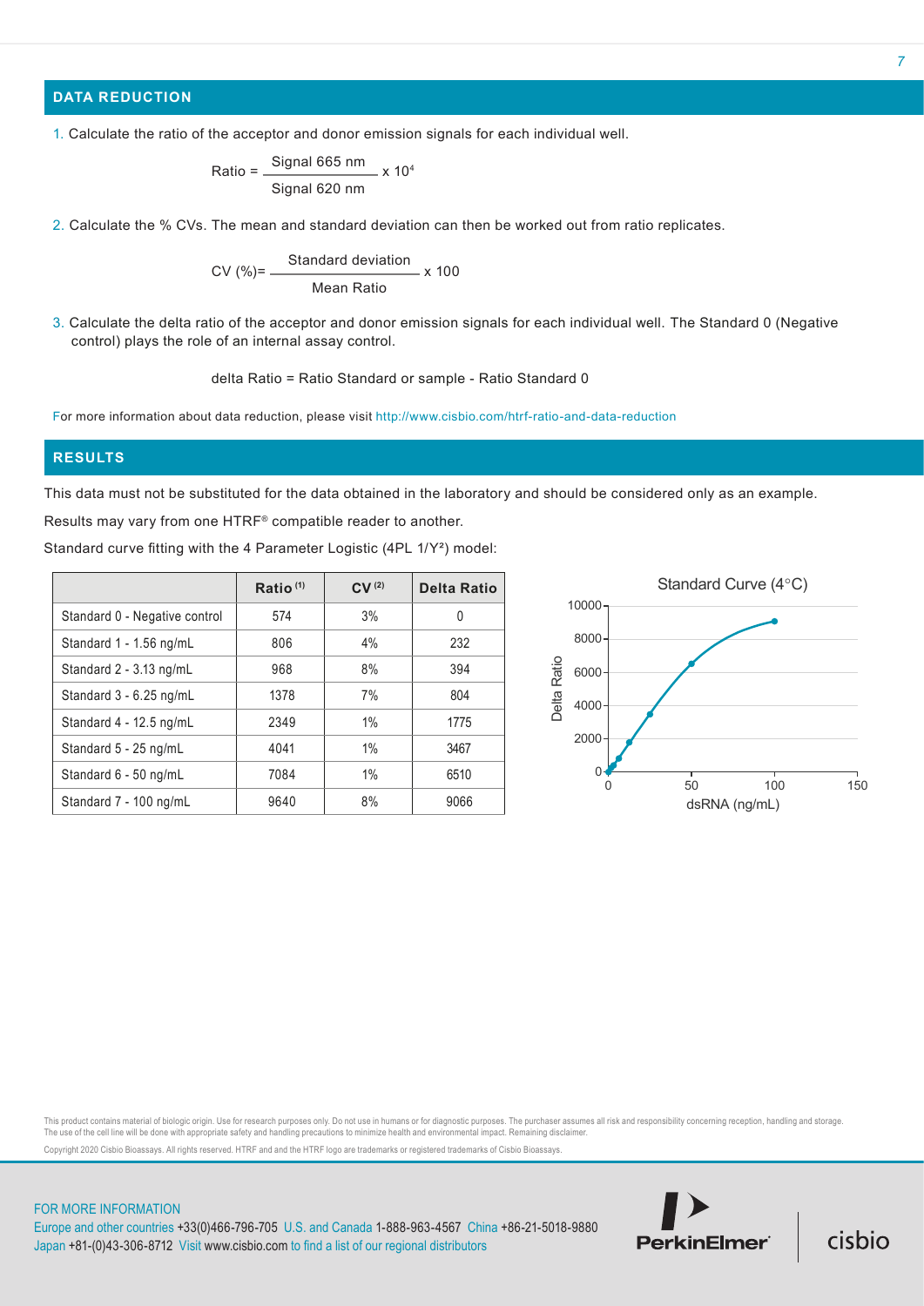## DATA REDUCTION

1. Calculate the ratio of the acceptor and donor emission signals for each individual well.

$$\text{Ratio} = \frac{\text{Signal 665 nm}}{\text{Signal 620 nm}} \times 10^4$$

2. Calculate the % CVs. The mean and standard deviation can then be worked out from ratio replicates.

$$\text{CV (\%)} = \frac{\text{Standard deviation}}{\text{Mean Ratio}} \times 100$$

3. Calculate the delta ratio of the acceptor and donor emission signals for each individual well. The Standard 0 (Negative control) plays the role of an internal assay control.

delta Ratio = Ratio Standard or sample - Ratio Standard 0

For more information about data reduction, please visit http://www.cisbio.com/htrf-ratio-and-data-reduction

## RESULTS

This data must not be substituted for the data obtained in the laboratory and should be considered only as an example.

Results may vary from one HTRF® compatible reader to another.

Standard curve fitting with the 4 Parameter Logistic (4PL $1/Y^2$) model:

| | Ratio [1] | CV [2] | Delta Ratio |
|---|---|---|---|
| Standard 0 - Negative control | 574 | 3% | 0 |
| Standard 1 - 1.56 ng/mL | 806 | 4% | 232 |
| Standard 2 - 3.13 ng/mL | 968 | 8% | 394 |
| Standard 3 - 6.25 ng/mL | 1378 | 7% | 804 |
| Standard 4 - 12.5 ng/mL | 2349 | 1% | 1775 |
| Standard 5 - 25 ng/mL | 4041 | 1% | 3467 |
| Standard 6 - 50 ng/mL | 7084 | 1% | 6510 |
| Standard 7 - 100 ng/mL | 9640 | 8% | 9066 |

Standard Curve (4°C)

Delta Ratio

10000
8000
6000
4000
2000
0

0
50
100
150

dsRNA (ng/mL)

This product contains material of biologic origin. Use for research purposes only. Do not use in humans or for diagnostic purposes. The purchaser assumes all risk and responsibility concerning reception, handling and storage. The use of the cell line will be done with appropriate safety and handling precautions to minimize health and environmental impact. Remaining disclaimer.

Copyright 2020 Cisbio Bioassays. All rights reserved. HTRF and and the HTRF logo are trademarks or registered trademarks of Cisbio Bioassays.

FOR MORE INFORMATION
Europe and other countries +33(0)466-796-705 U.S. and Canada 1-888-963-4567 China +86-21-5018-9880
Japan +81-(0)43-306-8712 Visit www.cisbio.com to find a list of our regional distributors

PerkinElmer | cisbio